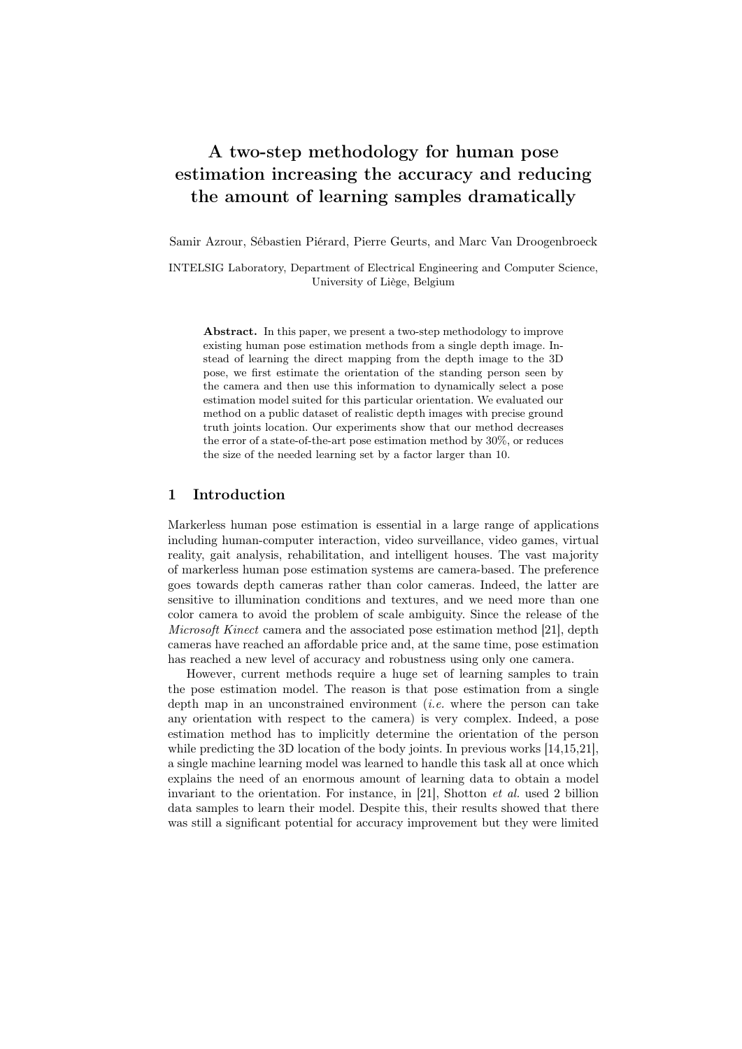# A two-step methodology for human pose estimation increasing the accuracy and reducing the amount of learning samples dramatically

Samir Azrour, Sébastien Piérard, Pierre Geurts, and Marc Van Droogenbroeck

INTELSIG Laboratory, Department of Electrical Engineering and Computer Science, University of Liège, Belgium

**Abstract.** In this paper, we present a two-step methodology to improve existing human pose estimation methods from a single depth image. Instead of learning the direct mapping from the depth image to the 3D pose, we first estimate the orientation of the standing person seen by the camera and then use this information to dynamically select a pose estimation model suited for this particular orientation. We evaluated our method on a public dataset of realistic depth images with precise ground truth joints location. Our experiments show that our method decreases the error of a state-of-the-art pose estimation method by 30%, or reduces the size of the needed learning set by a factor larger than 10.

## 1 Introduction

Markerless human pose estimation is essential in a large range of applications including human-computer interaction, video surveillance, video games, virtual reality, gait analysis, rehabilitation, and intelligent houses. The vast majority of markerless human pose estimation systems are camera-based. The preference goes towards depth cameras rather than color cameras. Indeed, the latter are sensitive to illumination conditions and textures, and we need more than one color camera to avoid the problem of scale ambiguity. Since the release of the *Microsoft Kinect* camera and the associated pose estimation method [21], depth cameras have reached an affordable price and, at the same time, pose estimation has reached a new level of accuracy and robustness using only one camera.

However, current methods require a huge set of learning samples to train the pose estimation model. The reason is that pose estimation from a single depth map in an unconstrained environment (*i.e.* where the person can take any orientation with respect to the camera) is very complex. Indeed, a pose estimation method has to implicitly determine the orientation of the person while predicting the 3D location of the body joints. In previous works [14,15,21], a single machine learning model was learned to handle this task all at once which explains the need of an enormous amount of learning data to obtain a model invariant to the orientation. For instance, in [21], Shotton *et al.* used 2 billion data samples to learn their model. Despite this, their results showed that there was still a significant potential for accuracy improvement but they were limited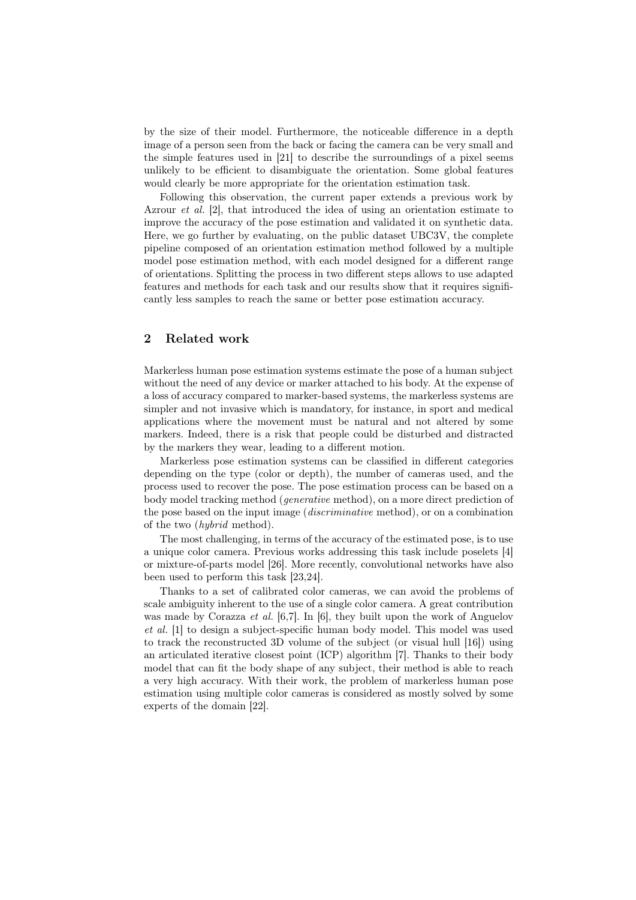by the size of their model. Furthermore, the noticeable difference in a depth image of a person seen from the back or facing the camera can be very small and the simple features used in [21] to describe the surroundings of a pixel seems unlikely to be efficient to disambiguate the orientation. Some global features would clearly be more appropriate for the orientation estimation task.

Following this observation, the current paper extends a previous work by Azrour *et al.* [2], that introduced the idea of using an orientation estimate to improve the accuracy of the pose estimation and validated it on synthetic data. Here, we go further by evaluating, on the public dataset UBC3V, the complete pipeline composed of an orientation estimation method followed by a multiple model pose estimation method, with each model designed for a different range of orientations. Splitting the process in two different steps allows to use adapted features and methods for each task and our results show that it requires significantly less samples to reach the same or better pose estimation accuracy.

## 2 Related work

Markerless human pose estimation systems estimate the pose of a human subject without the need of any device or marker attached to his body. At the expense of a loss of accuracy compared to marker-based systems, the markerless systems are simpler and not invasive which is mandatory, for instance, in sport and medical applications where the movement must be natural and not altered by some markers. Indeed, there is a risk that people could be disturbed and distracted by the markers they wear, leading to a different motion.

Markerless pose estimation systems can be classified in different categories depending on the type (color or depth), the number of cameras used, and the process used to recover the pose. The pose estimation process can be based on a body model tracking method (*generative* method), on a more direct prediction of the pose based on the input image (*discriminative* method), or on a combination of the two (*hybrid* method).

The most challenging, in terms of the accuracy of the estimated pose, is to use a unique color camera. Previous works addressing this task include poselets [4] or mixture-of-parts model [26]. More recently, convolutional networks have also been used to perform this task [23,24].

Thanks to a set of calibrated color cameras, we can avoid the problems of scale ambiguity inherent to the use of a single color camera. A great contribution was made by Corazza *et al.* [6,7]. In [6], they built upon the work of Anguelov *et al.* [1] to design a subject-specific human body model. This model was used to track the reconstructed 3D volume of the subject (or visual hull [16]) using an articulated iterative closest point (ICP) algorithm [7]. Thanks to their body model that can fit the body shape of any subject, their method is able to reach a very high accuracy. With their work, the problem of markerless human pose estimation using multiple color cameras is considered as mostly solved by some experts of the domain [22].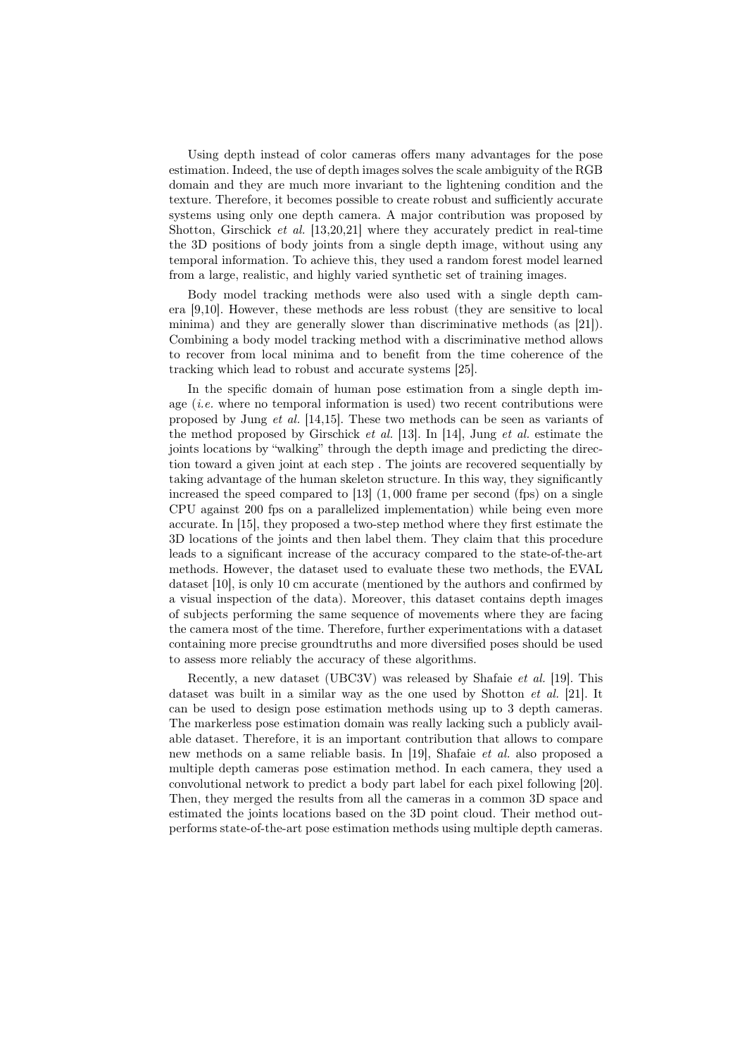Using depth instead of color cameras offers many advantages for the pose estimation. Indeed, the use of depth images solves the scale ambiguity of the RGB domain and they are much more invariant to the lightening condition and the texture. Therefore, it becomes possible to create robust and sufficiently accurate systems using only one depth camera. A major contribution was proposed by Shotton, Girschick *et al.* [13,20,21] where they accurately predict in real-time the 3D positions of body joints from a single depth image, without using any temporal information. To achieve this, they used a random forest model learned from a large, realistic, and highly varied synthetic set of training images.

Body model tracking methods were also used with a single depth camera [9,10]. However, these methods are less robust (they are sensitive to local minima) and they are generally slower than discriminative methods (as [21]). Combining a body model tracking method with a discriminative method allows to recover from local minima and to benefit from the time coherence of the tracking which lead to robust and accurate systems [25].

In the specific domain of human pose estimation from a single depth image (*i.e.* where no temporal information is used) two recent contributions were proposed by Jung *et al.* [14,15]. These two methods can be seen as variants of the method proposed by Girschick *et al.* [13]. In [14], Jung *et al.* estimate the joints locations by "walking" through the depth image and predicting the direction toward a given joint at each step . The joints are recovered sequentially by taking advantage of the human skeleton structure. In this way, they significantly increased the speed compared to [13] (1,000 frame per second (fps) on a single CPU against 200 fps on a parallelized implementation) while being even more accurate. In [15], they proposed a two-step method where they first estimate the 3D locations of the joints and then label them. They claim that this procedure leads to a significant increase of the accuracy compared to the state-of-the-art methods. However, the dataset used to evaluate these two methods, the EVAL dataset [10], is only 10 cm accurate (mentioned by the authors and confirmed by a visual inspection of the data). Moreover, this dataset contains depth images of subjects performing the same sequence of movements where they are facing the camera most of the time. Therefore, further experimentations with a dataset containing more precise groundtruths and more diversified poses should be used to assess more reliably the accuracy of these algorithms.

Recently, a new dataset (UBC3V) was released by Shafaie *et al.* [19]. This dataset was built in a similar way as the one used by Shotton *et al.* [21]. It can be used to design pose estimation methods using up to 3 depth cameras. The markerless pose estimation domain was really lacking such a publicly available dataset. Therefore, it is an important contribution that allows to compare new methods on a same reliable basis. In [19], Shafaie *et al.* also proposed a multiple depth cameras pose estimation method. In each camera, they used a convolutional network to predict a body part label for each pixel following [20]. Then, they merged the results from all the cameras in a common 3D space and estimated the joints locations based on the 3D point cloud. Their method outperforms state-of-the-art pose estimation methods using multiple depth cameras.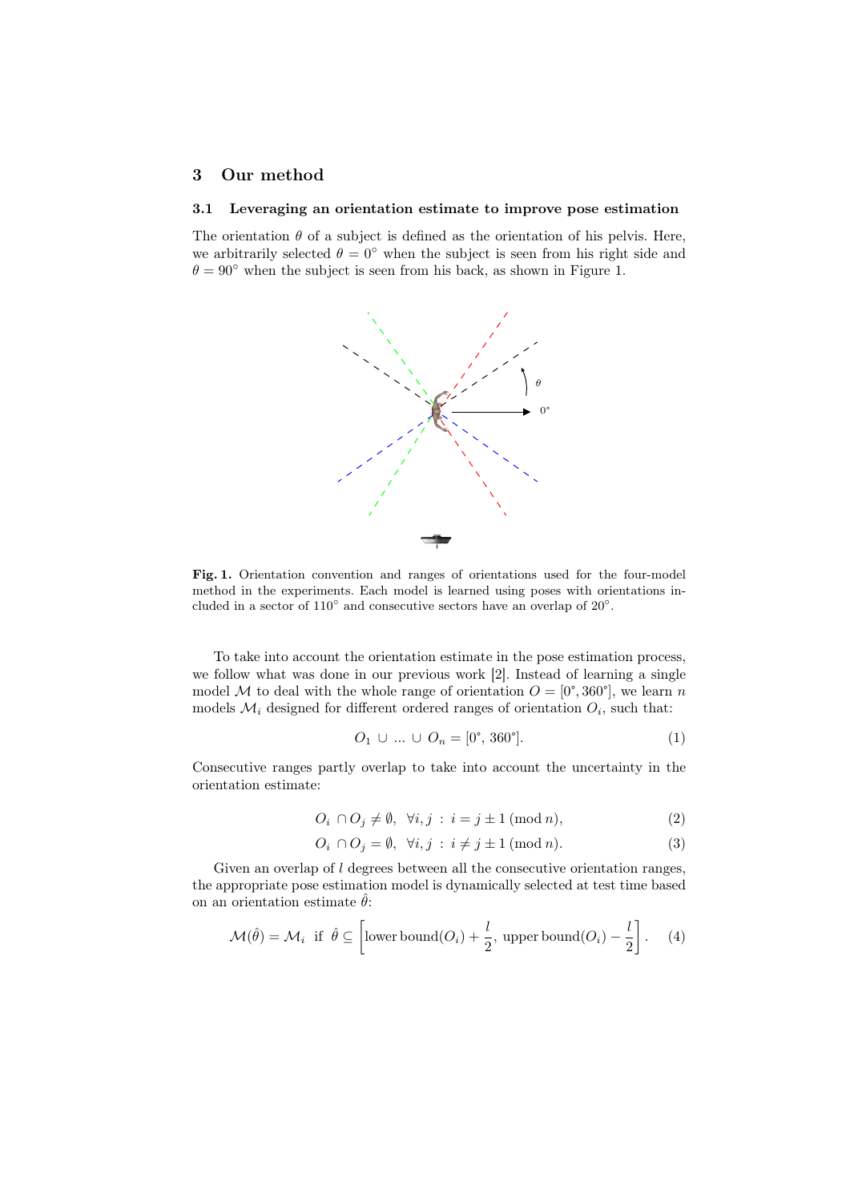## 3 Our method

### 3.1 Leveraging an orientation estimate to improve pose estimation

The orientation $\theta$ of a subject is defined as the orientation of his pelvis. Here, we arbitrarily selected $\theta = 0°$ when the subject is seen from his right side and $\theta = 90°$ when the subject is seen from his back, as shown in Figure 1.

**Fig. 1.** Orientation convention and ranges of orientations used for the four-model method in the experiments. Each model is learned using poses with orientations included in a sector of 110° and consecutive sectors have an overlap of 20°.

To take into account the orientation estimate in the pose estimation process, we follow what was done in our previous work [2]. Instead of learning a single model $\mathcal{M}$ to deal with the whole range of orientation $O = [0°, 360°]$, we learn $n$ models $\mathcal{M}_i$ designed for different ordered ranges of orientation $O_i$, such that:

$$O_1 \cup \ldots \cup O_n = [0°, 360°]. \tag{1}$$

Consecutive ranges partly overlap to take into account the uncertainty in the orientation estimate:

$$O_i \cap O_j \neq \emptyset, \ \ \forall i, j \ : \ i = j \pm 1 \, (\text{mod} \, n), \tag{2}$$

$$O_i \cap O_j = \emptyset, \ \ \forall i, j \ : \ i \neq j \pm 1 \, (\text{mod} \, n). \tag{3}$$

Given an overlap of $l$ degrees between all the consecutive orientation ranges, the appropriate pose estimation model is dynamically selected at test time based on an orientation estimate $\hat{\theta}$:

$$\mathcal{M}(\hat{\theta}) = \mathcal{M}_i \ \text{ if } \ \hat{\theta} \subseteq \left[ \text{lower bound}(O_i) + \frac{l}{2}, \ \text{upper bound}(O_i) - \frac{l}{2} \right]. \tag{4}$$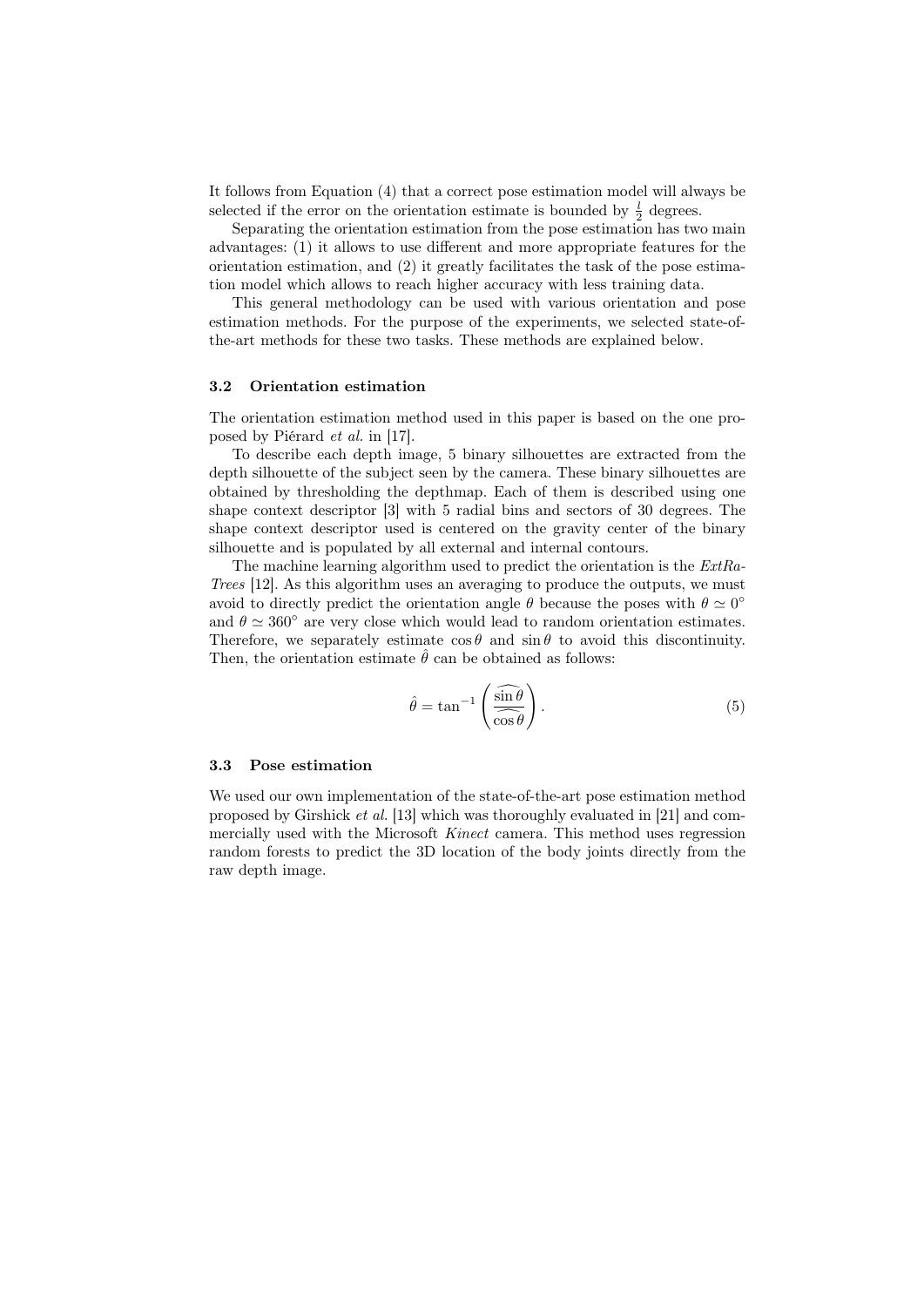It follows from Equation (4) that a correct pose estimation model will always be selected if the error on the orientation estimate is bounded by $\frac{l}{2}$ degrees.

Separating the orientation estimation from the pose estimation has two main advantages: (1) it allows to use different and more appropriate features for the orientation estimation, and (2) it greatly facilitates the task of the pose estimation model which allows to reach higher accuracy with less training data.

This general methodology can be used with various orientation and pose estimation methods. For the purpose of the experiments, we selected state-of-the-art methods for these two tasks. These methods are explained below.

### 3.2 Orientation estimation

The orientation estimation method used in this paper is based on the one proposed by Piérard *et al.* in [17].

To describe each depth image, 5 binary silhouettes are extracted from the depth silhouette of the subject seen by the camera. These binary silhouettes are obtained by thresholding the depthmap. Each of them is described using one shape context descriptor [3] with 5 radial bins and sectors of 30 degrees. The shape context descriptor used is centered on the gravity center of the binary silhouette and is populated by all external and internal contours.

The machine learning algorithm used to predict the orientation is the *ExtRa-Trees* [12]. As this algorithm uses an averaging to produce the outputs, we must avoid to directly predict the orientation angle $\theta$ because the poses with $\theta \simeq 0°$ and $\theta \simeq 360°$ are very close which would lead to random orientation estimates. Therefore, we separately estimate $\cos\theta$ and $\sin\theta$ to avoid this discontinuity. Then, the orientation estimate $\hat{\theta}$ can be obtained as follows:

$$\hat{\theta} = \tan^{-1}\left(\frac{\widehat{\sin\theta}}{\widehat{\cos\theta}}\right). \tag{5}$$

### 3.3 Pose estimation

We used our own implementation of the state-of-the-art pose estimation method proposed by Girshick *et al.* [13] which was thoroughly evaluated in [21] and commercially used with the Microsoft *Kinect* camera. This method uses regression random forests to predict the 3D location of the body joints directly from the raw depth image.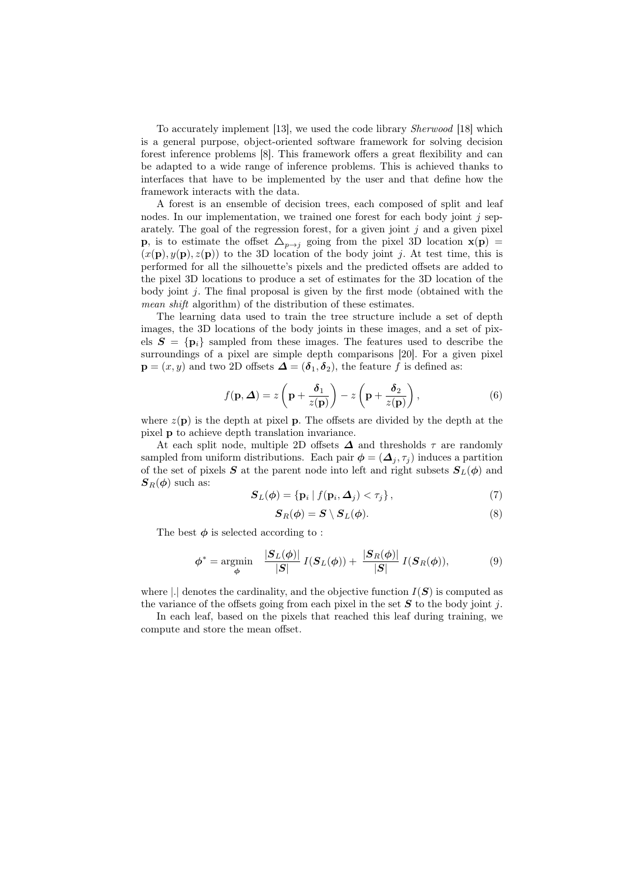To accurately implement [13], we used the code library *Sherwood* [18] which is a general purpose, object-oriented software framework for solving decision forest inference problems [8]. This framework offers a great flexibility and can be adapted to a wide range of inference problems. This is achieved thanks to interfaces that have to be implemented by the user and that define how the framework interacts with the data.

A forest is an ensemble of decision trees, each composed of split and leaf nodes. In our implementation, we trained one forest for each body joint $j$ separately. The goal of the regression forest, for a given joint $j$ and a given pixel $\mathbf{p}$, is to estimate the offset $\triangle_{p \to j}$ going from the pixel 3D location $\mathbf{x}(\mathbf{p}) = (x(\mathbf{p}), y(\mathbf{p}), z(\mathbf{p}))$ to the 3D location of the body joint $j$. At test time, this is performed for all the silhouette's pixels and the predicted offsets are added to the pixel 3D locations to produce a set of estimates for the 3D location of the body joint $j$. The final proposal is given by the first mode (obtained with the *mean shift* algorithm) of the distribution of these estimates.

The learning data used to train the tree structure include a set of depth images, the 3D locations of the body joints in these images, and a set of pixels $\boldsymbol{S} = \{\mathbf{p}_i\}$ sampled from these images. The features used to describe the surroundings of a pixel are simple depth comparisons [20]. For a given pixel $\mathbf{p} = (x, y)$ and two 2D offsets $\boldsymbol{\Delta} = (\boldsymbol{\delta}_1, \boldsymbol{\delta}_2)$, the feature $f$ is defined as:

$$f(\mathbf{p}, \boldsymbol{\Delta}) = z\left(\mathbf{p} + \frac{\boldsymbol{\delta}_1}{z(\mathbf{p})}\right) - z\left(\mathbf{p} + \frac{\boldsymbol{\delta}_2}{z(\mathbf{p})}\right), \tag{6}$$

where $z(\mathbf{p})$ is the depth at pixel $\mathbf{p}$. The offsets are divided by the depth at the pixel $\mathbf{p}$ to achieve depth translation invariance.

At each split node, multiple 2D offsets $\boldsymbol{\Delta}$ and thresholds $\tau$ are randomly sampled from uniform distributions. Each pair $\boldsymbol{\phi} = (\boldsymbol{\Delta}_j, \tau_j)$ induces a partition of the set of pixels $\boldsymbol{S}$ at the parent node into left and right subsets $\boldsymbol{S}_L(\boldsymbol{\phi})$ and $\boldsymbol{S}_R(\boldsymbol{\phi})$ such as:

$$\boldsymbol{S}_L(\boldsymbol{\phi}) = \{\mathbf{p}_i \mid f(\mathbf{p}_i, \boldsymbol{\Delta}_j) < \tau_j\}, \tag{7}$$

$$\boldsymbol{S}_R(\boldsymbol{\phi}) = \boldsymbol{S} \setminus \boldsymbol{S}_L(\boldsymbol{\phi}). \tag{8}$$

The best $\boldsymbol{\phi}$ is selected according to :

$$\boldsymbol{\phi}^* = \underset{\boldsymbol{\phi}}{\operatorname{argmin}} \quad \frac{|\boldsymbol{S}_L(\boldsymbol{\phi})|}{|\boldsymbol{S}|} I(\boldsymbol{S}_L(\boldsymbol{\phi})) + \frac{|\boldsymbol{S}_R(\boldsymbol{\phi})|}{|\boldsymbol{S}|} I(\boldsymbol{S}_R(\boldsymbol{\phi})), \tag{9}$$

where $|.|$ denotes the cardinality, and the objective function $I(\boldsymbol{S})$ is computed as the variance of the offsets going from each pixel in the set $\boldsymbol{S}$ to the body joint $j$.

In each leaf, based on the pixels that reached this leaf during training, we compute and store the mean offset.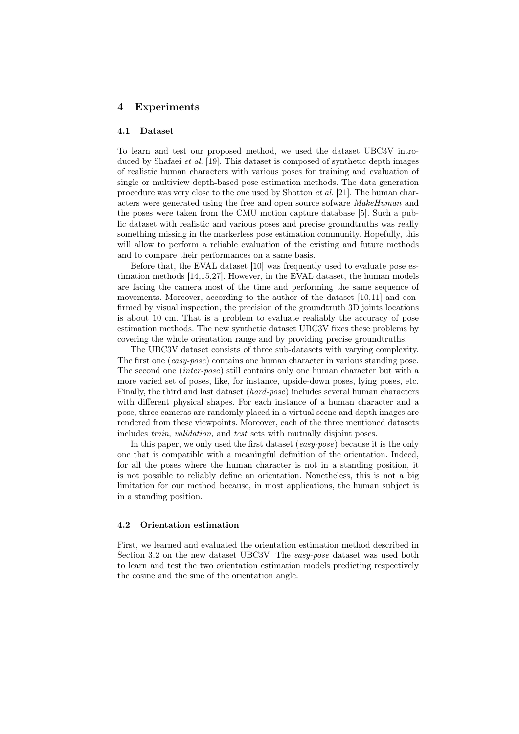## 4 Experiments

### 4.1 Dataset

To learn and test our proposed method, we used the dataset UBC3V introduced by Shafaei *et al.* [19]. This dataset is composed of synthetic depth images of realistic human characters with various poses for training and evaluation of single or multiview depth-based pose estimation methods. The data generation procedure was very close to the one used by Shotton *et al.* [21]. The human characters were generated using the free and open source sofware *MakeHuman* and the poses were taken from the CMU motion capture database [5]. Such a public dataset with realistic and various poses and precise groundtruths was really something missing in the markerless pose estimation community. Hopefully, this will allow to perform a reliable evaluation of the existing and future methods and to compare their performances on a same basis.

Before that, the EVAL dataset [10] was frequently used to evaluate pose estimation methods [14,15,27]. However, in the EVAL dataset, the human models are facing the camera most of the time and performing the same sequence of movements. Moreover, according to the author of the dataset [10,11] and confirmed by visual inspection, the precision of the groundtruth 3D joints locations is about 10 cm. That is a problem to evaluate realiably the accuracy of pose estimation methods. The new synthetic dataset UBC3V fixes these problems by covering the whole orientation range and by providing precise groundtruths.

The UBC3V dataset consists of three sub-datasets with varying complexity. The first one (*easy-pose*) contains one human character in various standing pose. The second one (*inter-pose*) still contains only one human character but with a more varied set of poses, like, for instance, upside-down poses, lying poses, etc. Finally, the third and last dataset (*hard-pose*) includes several human characters with different physical shapes. For each instance of a human character and a pose, three cameras are randomly placed in a virtual scene and depth images are rendered from these viewpoints. Moreover, each of the three mentioned datasets includes *train*, *validation,* and *test* sets with mutually disjoint poses.

In this paper, we only used the first dataset (*easy-pose*) because it is the only one that is compatible with a meaningful definition of the orientation. Indeed, for all the poses where the human character is not in a standing position, it is not possible to reliably define an orientation. Nonetheless, this is not a big limitation for our method because, in most applications, the human subject is in a standing position.

### 4.2 Orientation estimation

First, we learned and evaluated the orientation estimation method described in Section 3.2 on the new dataset UBC3V. The *easy-pose* dataset was used both to learn and test the two orientation estimation models predicting respectively the cosine and the sine of the orientation angle.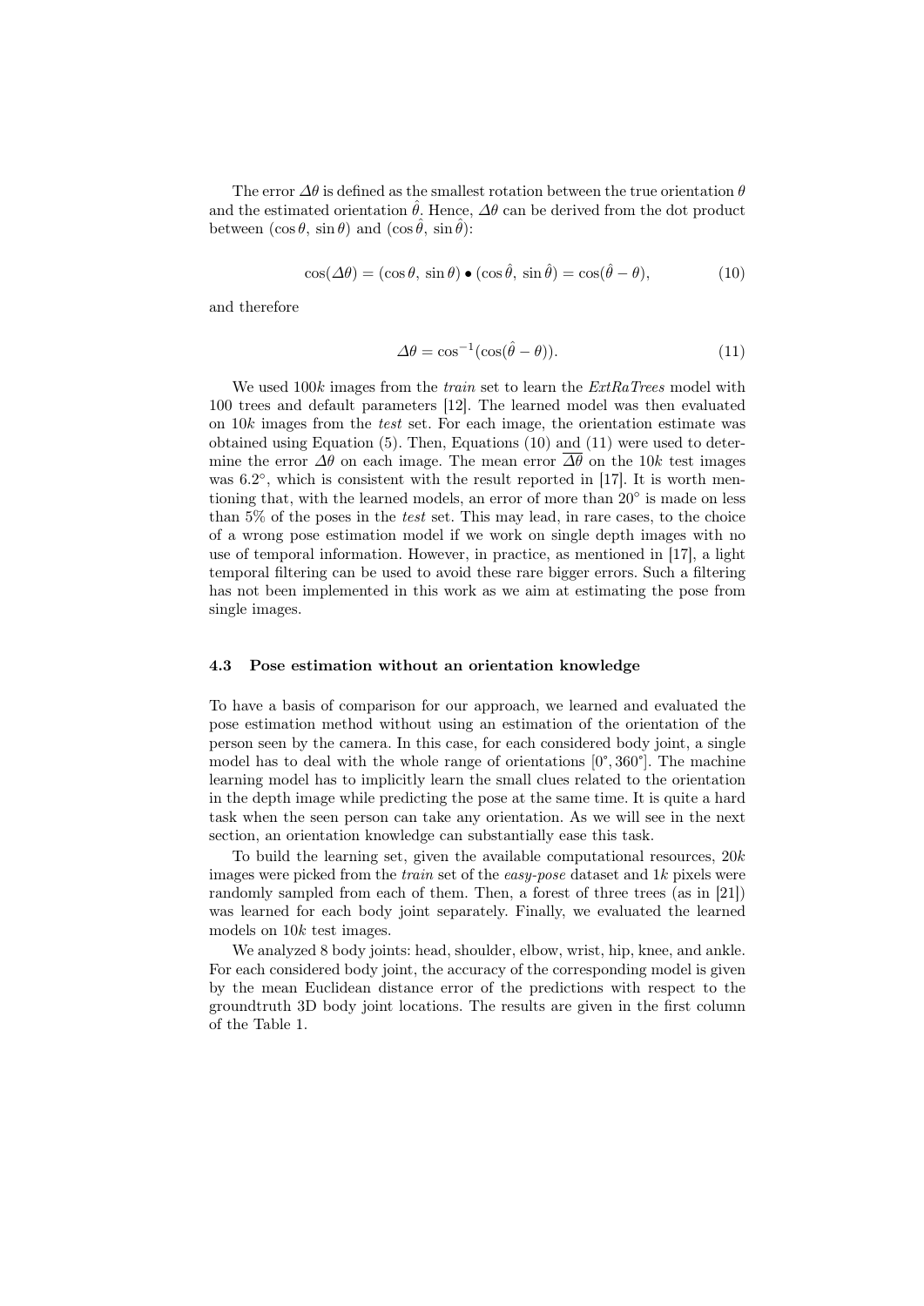The error $\Delta\theta$ is defined as the smallest rotation between the true orientation $\theta$ and the estimated orientation $\hat{\theta}$. Hence, $\Delta\theta$ can be derived from the dot product between $(\cos\theta, \sin\theta)$ and $(\cos\hat{\theta}, \sin\hat{\theta})$:

$$\cos(\Delta\theta) = (\cos\theta, \sin\theta) \bullet (\cos\hat{\theta}, \sin\hat{\theta}) = \cos(\hat{\theta} - \theta), \tag{10}$$

and therefore

$$\Delta\theta = \cos^{-1}(\cos(\hat{\theta} - \theta)). \tag{11}$$

We used $100k$ images from the *train* set to learn the *ExtRaTrees* model with 100 trees and default parameters [12]. The learned model was then evaluated on $10k$ images from the *test* set. For each image, the orientation estimate was obtained using Equation (5). Then, Equations (10) and (11) were used to determine the error $\Delta\theta$ on each image. The mean error $\overline{\Delta\theta}$ on the $10k$ test images was $6.2^\circ$, which is consistent with the result reported in [17]. It is worth mentioning that, with the learned models, an error of more than $20^\circ$ is made on less than 5% of the poses in the *test* set. This may lead, in rare cases, to the choice of a wrong pose estimation model if we work on single depth images with no use of temporal information. However, in practice, as mentioned in [17], a light temporal filtering can be used to avoid these rare bigger errors. Such a filtering has not been implemented in this work as we aim at estimating the pose from single images.

### 4.3 Pose estimation without an orientation knowledge

To have a basis of comparison for our approach, we learned and evaluated the pose estimation method without using an estimation of the orientation of the person seen by the camera. In this case, for each considered body joint, a single model has to deal with the whole range of orientations $[0^\circ, 360^\circ]$. The machine learning model has to implicitly learn the small clues related to the orientation in the depth image while predicting the pose at the same time. It is quite a hard task when the seen person can take any orientation. As we will see in the next section, an orientation knowledge can substantially ease this task.

To build the learning set, given the available computational resources, $20k$ images were picked from the *train* set of the *easy-pose* dataset and $1k$ pixels were randomly sampled from each of them. Then, a forest of three trees (as in [21]) was learned for each body joint separately. Finally, we evaluated the learned models on $10k$ test images.

We analyzed 8 body joints: head, shoulder, elbow, wrist, hip, knee, and ankle. For each considered body joint, the accuracy of the corresponding model is given by the mean Euclidean distance error of the predictions with respect to the groundtruth 3D body joint locations. The results are given in the first column of the Table 1.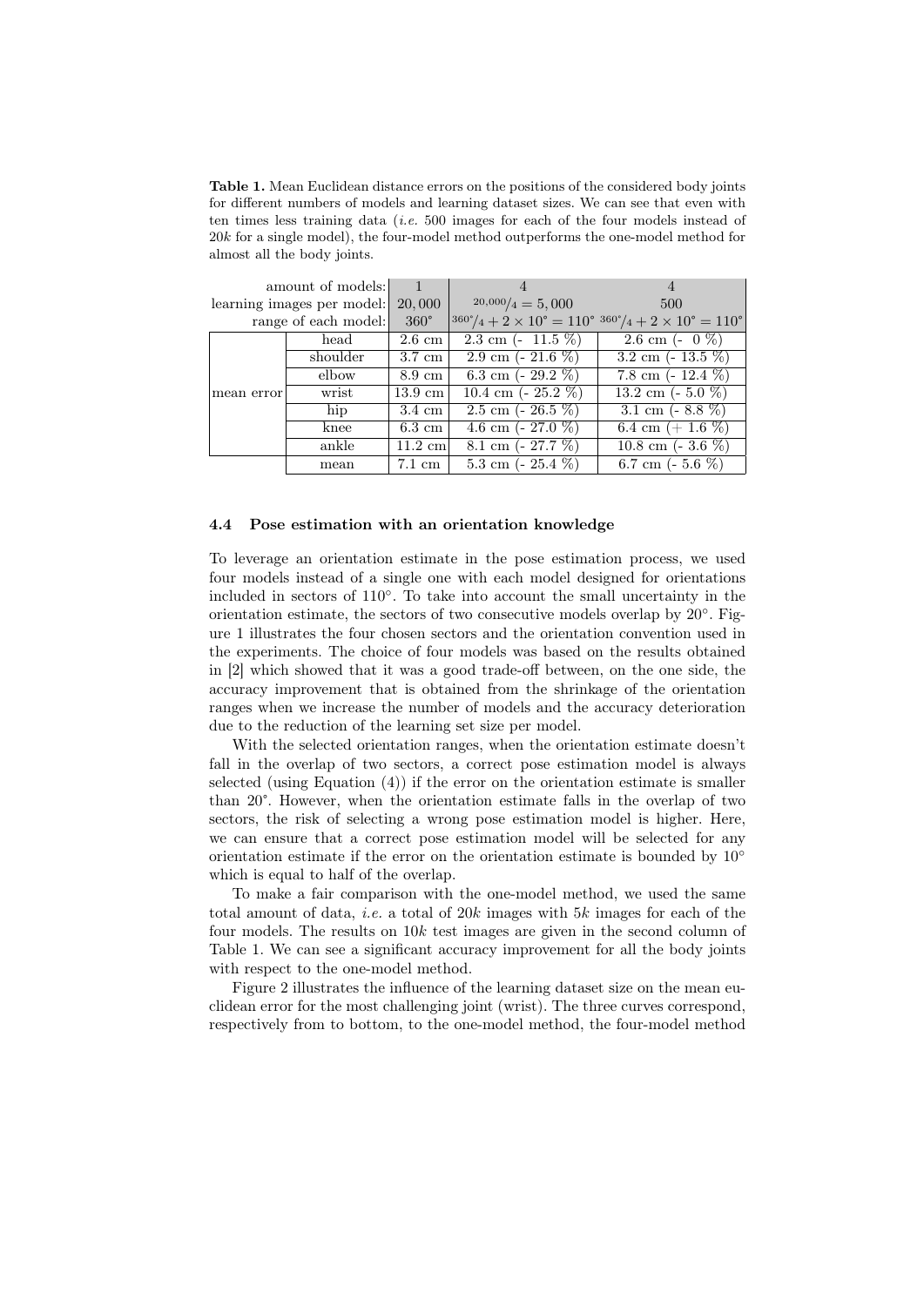**Table 1.** Mean Euclidean distance errors on the positions of the considered body joints for different numbers of models and learning dataset sizes. We can see that even with ten times less training data (*i.e.* 500 images for each of the four models instead of 20*k* for a single model), the four-model method outperforms the one-model method for almost all the body joints.

| | amount of models: | 1 | 4 | 4 |
|---|---|---|---|---|
| | learning images per model: | 20,000 | $^{20,000}/_{4} = 5,000$ | 500 |
| | range of each model: | 360° | $^{360°}/_{4} + 2 \times 10° = 110°$ | $^{360°}/_{4} + 2 \times 10° = 110°$ |
| mean error | head | 2.6 cm | 2.3 cm (- 11.5 %) | 2.6 cm (- 0 %) |
| | shoulder | 3.7 cm | 2.9 cm (- 21.6 %) | 3.2 cm (- 13.5 %) |
| | elbow | 8.9 cm | 6.3 cm (- 29.2 %) | 7.8 cm (- 12.4 %) |
| | wrist | 13.9 cm | 10.4 cm (- 25.2 %) | 13.2 cm (- 5.0 %) |
| | hip | 3.4 cm | 2.5 cm (- 26.5 %) | 3.1 cm (- 8.8 %) |
| | knee | 6.3 cm | 4.6 cm (- 27.0 %) | 6.4 cm (+ 1.6 %) |
| | ankle | 11.2 cm | 8.1 cm (- 27.7 %) | 10.8 cm (- 3.6 %) |
| | mean | 7.1 cm | 5.3 cm (- 25.4 %) | 6.7 cm (- 5.6 %) |

### 4.4 Pose estimation with an orientation knowledge

To leverage an orientation estimate in the pose estimation process, we used four models instead of a single one with each model designed for orientations included in sectors of 110°. To take into account the small uncertainty in the orientation estimate, the sectors of two consecutive models overlap by 20°. Figure 1 illustrates the four chosen sectors and the orientation convention used in the experiments. The choice of four models was based on the results obtained in [2] which showed that it was a good trade-off between, on the one side, the accuracy improvement that is obtained from the shrinkage of the orientation ranges when we increase the number of models and the accuracy deterioration due to the reduction of the learning set size per model.

With the selected orientation ranges, when the orientation estimate doesn't fall in the overlap of two sectors, a correct pose estimation model is always selected (using Equation (4)) if the error on the orientation estimate is smaller than 20°. However, when the orientation estimate falls in the overlap of two sectors, the risk of selecting a wrong pose estimation model is higher. Here, we can ensure that a correct pose estimation model will be selected for any orientation estimate if the error on the orientation estimate is bounded by 10° which is equal to half of the overlap.

To make a fair comparison with the one-model method, we used the same total amount of data, *i.e.* a total of 20*k* images with 5*k* images for each of the four models. The results on 10*k* test images are given in the second column of Table 1. We can see a significant accuracy improvement for all the body joints with respect to the one-model method.

Figure 2 illustrates the influence of the learning dataset size on the mean euclidean error for the most challenging joint (wrist). The three curves correspond, respectively from to bottom, to the one-model method, the four-model method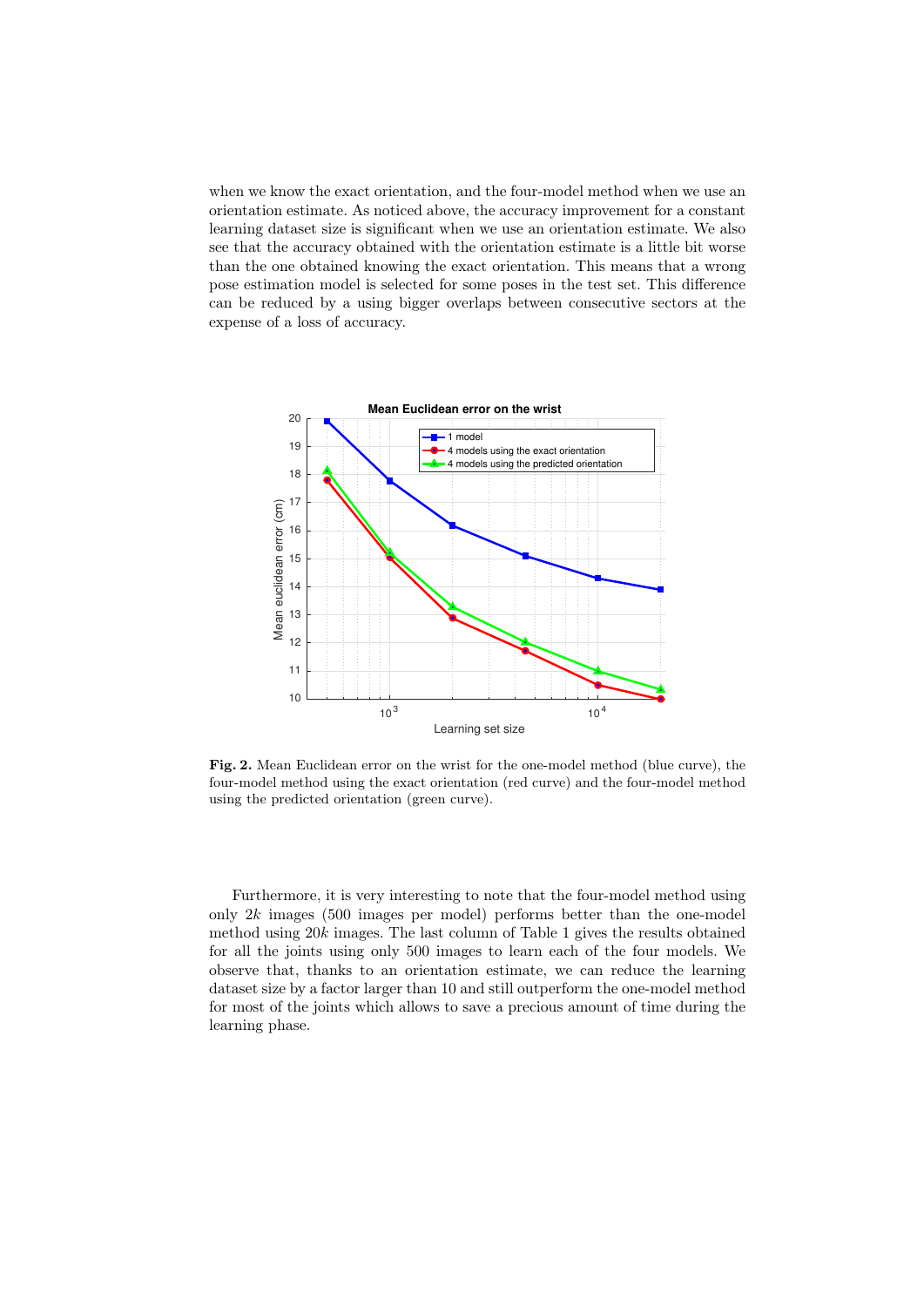when we know the exact orientation, and the four-model method when we use an orientation estimate. As noticed above, the accuracy improvement for a constant learning dataset size is significant when we use an orientation estimate. We also see that the accuracy obtained with the orientation estimate is a little bit worse than the one obtained knowing the exact orientation. This means that a wrong pose estimation model is selected for some poses in the test set. This difference can be reduced by a using bigger overlaps between consecutive sectors at the expense of a loss of accuracy.

**Fig. 2.** Mean Euclidean error on the wrist for the one-model method (blue curve), the four-model method using the exact orientation (red curve) and the four-model method using the predicted orientation (green curve).

Furthermore, it is very interesting to note that the four-model method using only $2k$ images (500 images per model) performs better than the one-model method using $20k$ images. The last column of Table 1 gives the results obtained for all the joints using only 500 images to learn each of the four models. We observe that, thanks to an orientation estimate, we can reduce the learning dataset size by a factor larger than 10 and still outperform the one-model method for most of the joints which allows to save a precious amount of time during the learning phase.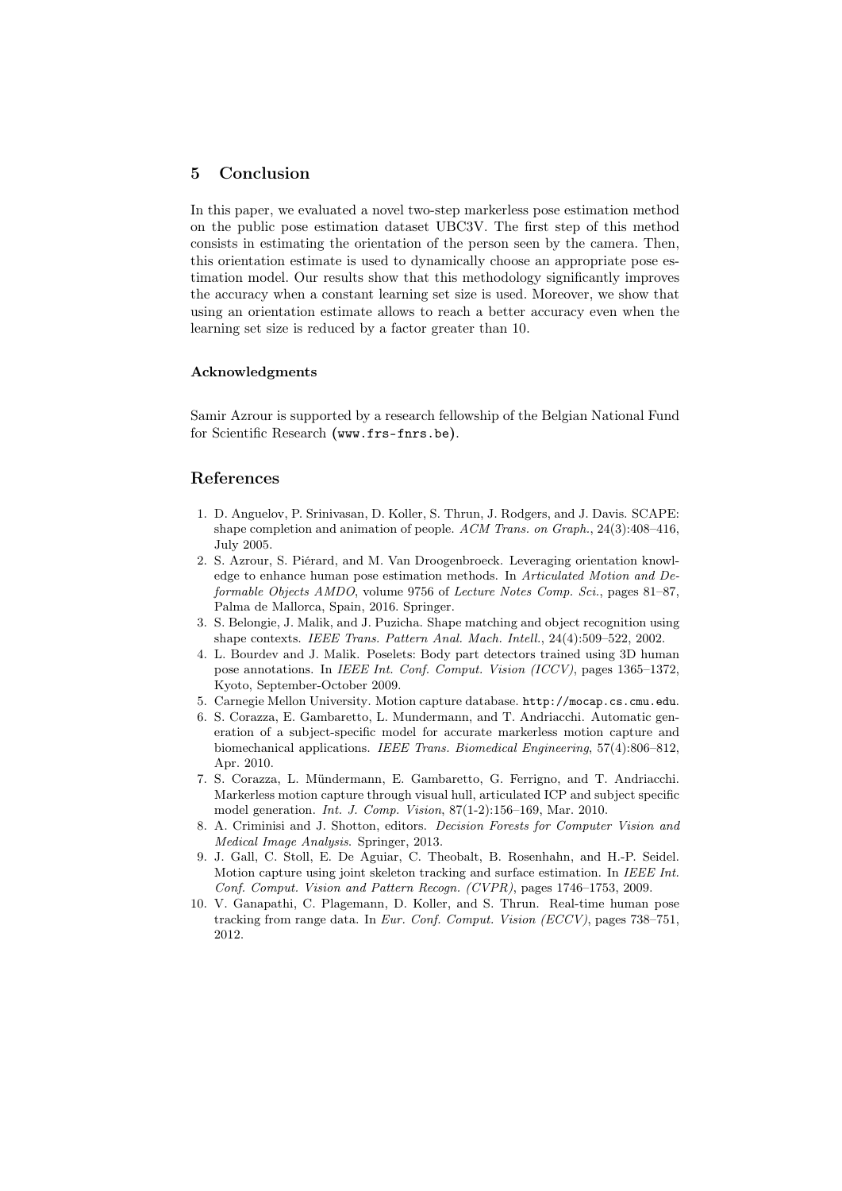## 5 Conclusion

In this paper, we evaluated a novel two-step markerless pose estimation method on the public pose estimation dataset UBC3V. The first step of this method consists in estimating the orientation of the person seen by the camera. Then, this orientation estimate is used to dynamically choose an appropriate pose estimation model. Our results show that this methodology significantly improves the accuracy when a constant learning set size is used. Moreover, we show that using an orientation estimate allows to reach a better accuracy even when the learning set size is reduced by a factor greater than 10.

#### Acknowledgments

Samir Azrour is supported by a research fellowship of the Belgian National Fund for Scientific Research (www.frs-fnrs.be).

## References

1. D. Anguelov, P. Srinivasan, D. Koller, S. Thrun, J. Rodgers, and J. Davis. SCAPE: shape completion and animation of people. *ACM Trans. on Graph.*, 24(3):408–416, July 2005.
2. S. Azrour, S. Piérard, and M. Van Droogenbroeck. Leveraging orientation knowledge to enhance human pose estimation methods. In *Articulated Motion and Deformable Objects AMDO*, volume 9756 of *Lecture Notes Comp. Sci.*, pages 81–87, Palma de Mallorca, Spain, 2016. Springer.
3. S. Belongie, J. Malik, and J. Puzicha. Shape matching and object recognition using shape contexts. *IEEE Trans. Pattern Anal. Mach. Intell.*, 24(4):509–522, 2002.
4. L. Bourdev and J. Malik. Poselets: Body part detectors trained using 3D human pose annotations. In *IEEE Int. Conf. Comput. Vision (ICCV)*, pages 1365–1372, Kyoto, September-October 2009.
5. Carnegie Mellon University. Motion capture database. http://mocap.cs.cmu.edu.
6. S. Corazza, E. Gambaretto, L. Mundermann, and T. Andriacchi. Automatic generation of a subject-specific model for accurate markerless motion capture and biomechanical applications. *IEEE Trans. Biomedical Engineering*, 57(4):806–812, Apr. 2010.
7. S. Corazza, L. Mündermann, E. Gambaretto, G. Ferrigno, and T. Andriacchi. Markerless motion capture through visual hull, articulated ICP and subject specific model generation. *Int. J. Comp. Vision*, 87(1-2):156–169, Mar. 2010.
8. A. Criminisi and J. Shotton, editors. *Decision Forests for Computer Vision and Medical Image Analysis*. Springer, 2013.
9. J. Gall, C. Stoll, E. De Aguiar, C. Theobalt, B. Rosenhahn, and H.-P. Seidel. Motion capture using joint skeleton tracking and surface estimation. In *IEEE Int. Conf. Comput. Vision and Pattern Recogn. (CVPR)*, pages 1746–1753, 2009.
10. V. Ganapathi, C. Plagemann, D. Koller, and S. Thrun. Real-time human pose tracking from range data. In *Eur. Conf. Comput. Vision (ECCV)*, pages 738–751, 2012.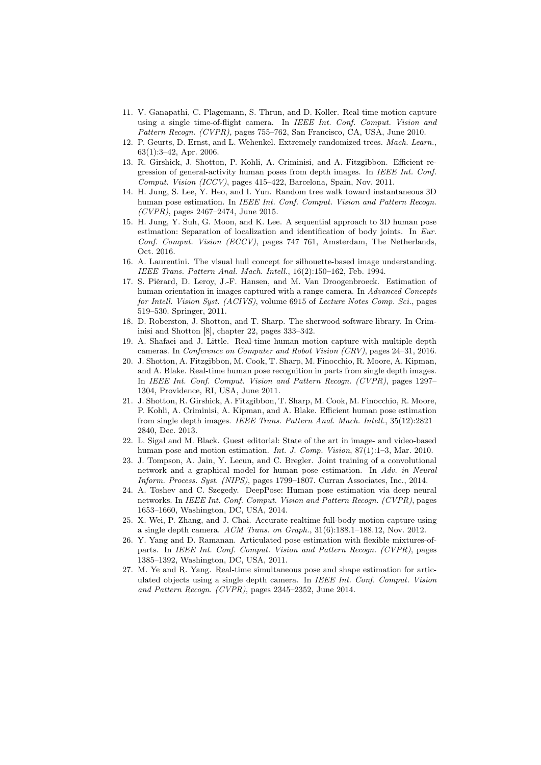11. V. Ganapathi, C. Plagemann, S. Thrun, and D. Koller. Real time motion capture using a single time-of-flight camera. In *IEEE Int. Conf. Comput. Vision and Pattern Recogn. (CVPR)*, pages 755–762, San Francisco, CA, USA, June 2010.
12. P. Geurts, D. Ernst, and L. Wehenkel. Extremely randomized trees. *Mach. Learn.*, 63(1):3–42, Apr. 2006.
13. R. Girshick, J. Shotton, P. Kohli, A. Criminisi, and A. Fitzgibbon. Efficient regression of general-activity human poses from depth images. In *IEEE Int. Conf. Comput. Vision (ICCV)*, pages 415–422, Barcelona, Spain, Nov. 2011.
14. H. Jung, S. Lee, Y. Heo, and I. Yun. Random tree walk toward instantaneous 3D human pose estimation. In *IEEE Int. Conf. Comput. Vision and Pattern Recogn. (CVPR)*, pages 2467–2474, June 2015.
15. H. Jung, Y. Suh, G. Moon, and K. Lee. A sequential approach to 3D human pose estimation: Separation of localization and identification of body joints. In *Eur. Conf. Comput. Vision (ECCV)*, pages 747–761, Amsterdam, The Netherlands, Oct. 2016.
16. A. Laurentini. The visual hull concept for silhouette-based image understanding. *IEEE Trans. Pattern Anal. Mach. Intell.*, 16(2):150–162, Feb. 1994.
17. S. Piérard, D. Leroy, J.-F. Hansen, and M. Van Droogenbroeck. Estimation of human orientation in images captured with a range camera. In *Advanced Concepts for Intell. Vision Syst. (ACIVS)*, volume 6915 of *Lecture Notes Comp. Sci.*, pages 519–530. Springer, 2011.
18. D. Roberston, J. Shotton, and T. Sharp. The sherwood software library. In Criminisi and Shotton [8], chapter 22, pages 333–342.
19. A. Shafaei and J. Little. Real-time human motion capture with multiple depth cameras. In *Conference on Computer and Robot Vision (CRV)*, pages 24–31, 2016.
20. J. Shotton, A. Fitzgibbon, M. Cook, T. Sharp, M. Finocchio, R. Moore, A. Kipman, and A. Blake. Real-time human pose recognition in parts from single depth images. In *IEEE Int. Conf. Comput. Vision and Pattern Recogn. (CVPR)*, pages 1297–1304, Providence, RI, USA, June 2011.
21. J. Shotton, R. Girshick, A. Fitzgibbon, T. Sharp, M. Cook, M. Finocchio, R. Moore, P. Kohli, A. Criminisi, A. Kipman, and A. Blake. Efficient human pose estimation from single depth images. *IEEE Trans. Pattern Anal. Mach. Intell.*, 35(12):2821–2840, Dec. 2013.
22. L. Sigal and M. Black. Guest editorial: State of the art in image- and video-based human pose and motion estimation. *Int. J. Comp. Vision*, 87(1):1–3, Mar. 2010.
23. J. Tompson, A. Jain, Y. Lecun, and C. Bregler. Joint training of a convolutional network and a graphical model for human pose estimation. In *Adv. in Neural Inform. Process. Syst. (NIPS)*, pages 1799–1807. Curran Associates, Inc., 2014.
24. A. Toshev and C. Szegedy. DeepPose: Human pose estimation via deep neural networks. In *IEEE Int. Conf. Comput. Vision and Pattern Recogn. (CVPR)*, pages 1653–1660, Washington, DC, USA, 2014.
25. X. Wei, P. Zhang, and J. Chai. Accurate realtime full-body motion capture using a single depth camera. *ACM Trans. on Graph.*, 31(6):188.1–188.12, Nov. 2012.
26. Y. Yang and D. Ramanan. Articulated pose estimation with flexible mixtures-of-parts. In *IEEE Int. Conf. Comput. Vision and Pattern Recogn. (CVPR)*, pages 1385–1392, Washington, DC, USA, 2011.
27. M. Ye and R. Yang. Real-time simultaneous pose and shape estimation for articulated objects using a single depth camera. In *IEEE Int. Conf. Comput. Vision and Pattern Recogn. (CVPR)*, pages 2345–2352, June 2014.